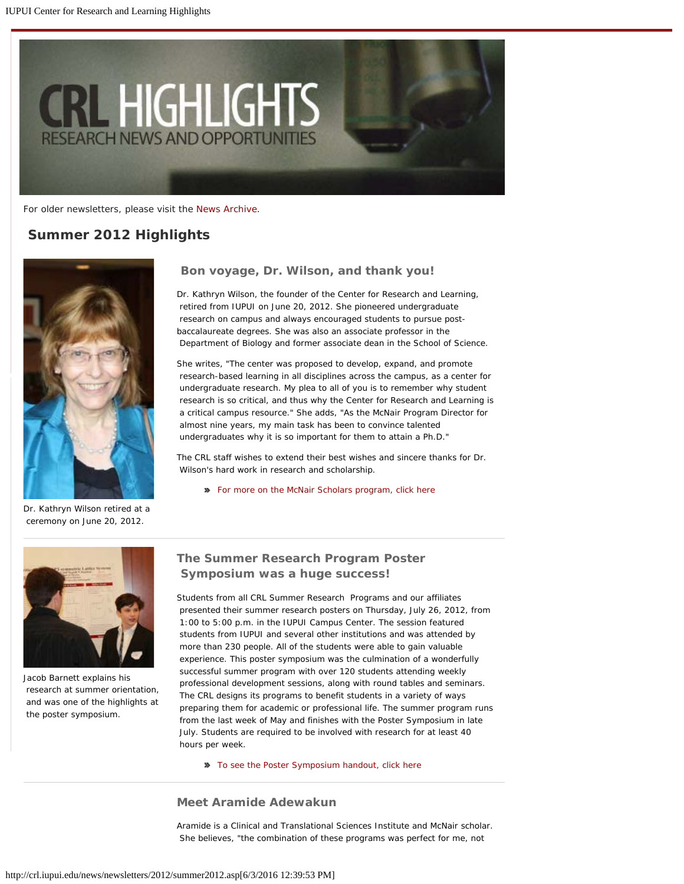For older newsletters, please visit the News Archive.

## Summer 2012 Highlights

### Bon voyage, Dr. Wilson, and thank you!

Dr. Kathryn Wilson, the founder of the Center for Research and Learning, retired from IUPUI on June 20, 2012. She pioneered undergraduate research on campus and always encouraged students to pursue post-baccalaureate degrees. She was also an associate professor in the Department of Biology and former associate dean in the School of Science.

She writes, "The center was proposed to develop, expand, and promote research-based learning in all disciplines across the campus, as a center for undergraduate research. My plea to all of you is to remember why student research is so critical, and thus why the Center for Research and Learning is a critical campus resource." She adds, "As the McNair Program Director for almost nine years, my main task has been to convince talented undergraduates why it is so important for them to attain a Ph.D."

The CRL staff wishes to extend their best wishes and sincere thanks for Dr. Wilson's hard work in research and scholarship.

- For more on the McNair Scholars program, click here

Dr. Kathryn Wilson retired at a ceremony on June 20, 2012.

---

### The Summer Research Program Poster Symposium was a huge success!

Students from all CRL Summer Research Programs and our affiliates presented their summer research posters on Thursday, July 26, 2012, from 1:00 to 5:00 p.m. in the IUPUI Campus Center. The session featured students from IUPUI and several other institutions and was attended by more than 230 people. All of the students were able to gain valuable experience. This poster symposium was the culmination of a wonderfully successful summer program with over 120 students attending weekly professional development sessions, along with round tables and seminars. The CRL designs its programs to benefit students in a variety of ways preparing them for academic or professional life. The summer program runs from the last week of May and finishes with the Poster Symposium in late July. Students are required to be involved with research for at least 40 hours per week.

- To see the Poster Symposium handout, click here

Jacob Barnett explains his research at summer orientation, and was one of the highlights at the poster symposium.

---

### Meet Aramide Adewakun

Aramide is a Clinical and Translational Sciences Institute and McNair scholar. She believes, "the combination of these programs was perfect for me, not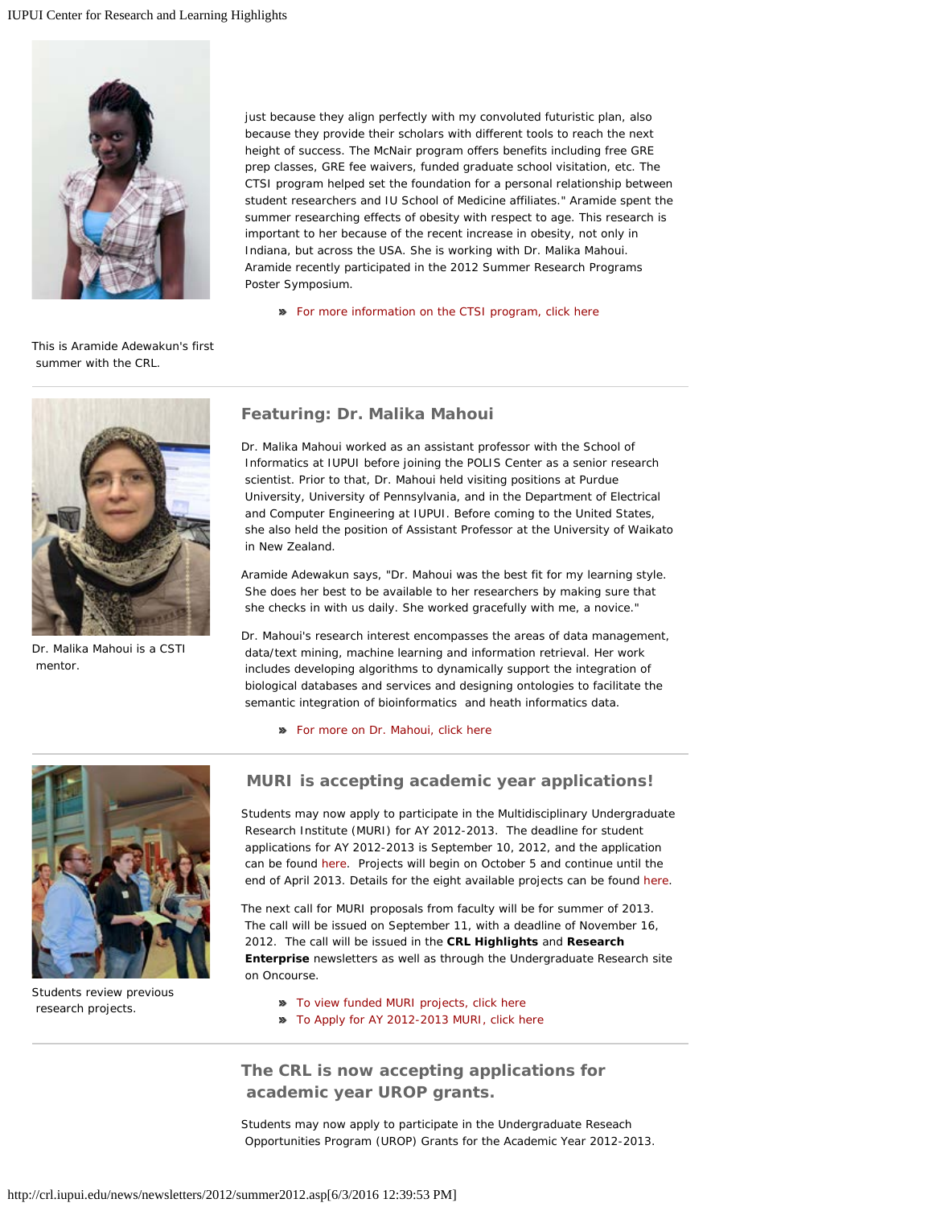just because they align perfectly with my convoluted futuristic plan, also because they provide their scholars with different tools to reach the next height of success. The McNair program offers benefits including free GRE prep classes, GRE fee waivers, funded graduate school visitation, etc. The CTSI program helped set the foundation for a personal relationship between student researchers and IU School of Medicine affiliates." Aramide spent the summer researching effects of obesity with respect to age. This research is important to her because of the recent increase in obesity, not only in Indiana, but across the USA. She is working with Dr. Malika Mahoui. Aramide recently participated in the 2012 Summer Research Programs Poster Symposium.

- For more information on the CTSI program, click here

This is Aramide Adewakun's first summer with the CRL.

---

## Featuring: Dr. Malika Mahoui

Dr. Malika Mahoui worked as an assistant professor with the School of Informatics at IUPUI before joining the POLIS Center as a senior research scientist. Prior to that, Dr. Mahoui held visiting positions at Purdue University, University of Pennsylvania, and in the Department of Electrical and Computer Engineering at IUPUI. Before coming to the United States, she also held the position of Assistant Professor at the University of Waikato in New Zealand.

Aramide Adewakun says, "Dr. Mahoui was the best fit for my learning style. She does her best to be available to her researchers by making sure that she checks in with us daily. She worked gracefully with me, a novice."

Dr. Mahoui's research interest encompasses the areas of data management, data/text mining, machine learning and information retrieval. Her work includes developing algorithms to dynamically support the integration of biological databases and services and designing ontologies to facilitate the semantic integration of bioinformatics and heath informatics data.

- For more on Dr. Mahoui, click here

Dr. Malika Mahoui is a CSTI mentor.

---

## MURI is accepting academic year applications!

Students may now apply to participate in the Multidisciplinary Undergraduate Research Institute (MURI) for AY 2012-2013. The deadline for student applications for AY 2012-2013 is September 10, 2012, and the application can be found here. Projects will begin on October 5 and continue until the end of April 2013. Details for the eight available projects can be found here.

The next call for MURI proposals from faculty will be for summer of 2013. The call will be issued on September 11, with a deadline of November 16, 2012. The call will be issued in the **CRL Highlights** and **Research Enterprise** newsletters as well as through the Undergraduate Research site on Oncourse.

- To view funded MURI projects, click here
- To Apply for AY 2012-2013 MURI, click here

Students review previous research projects.

---

## The CRL is now accepting applications for academic year UROP grants.

Students may now apply to participate in the Undergraduate Reseach Opportunities Program (UROP) Grants for the Academic Year 2012-2013.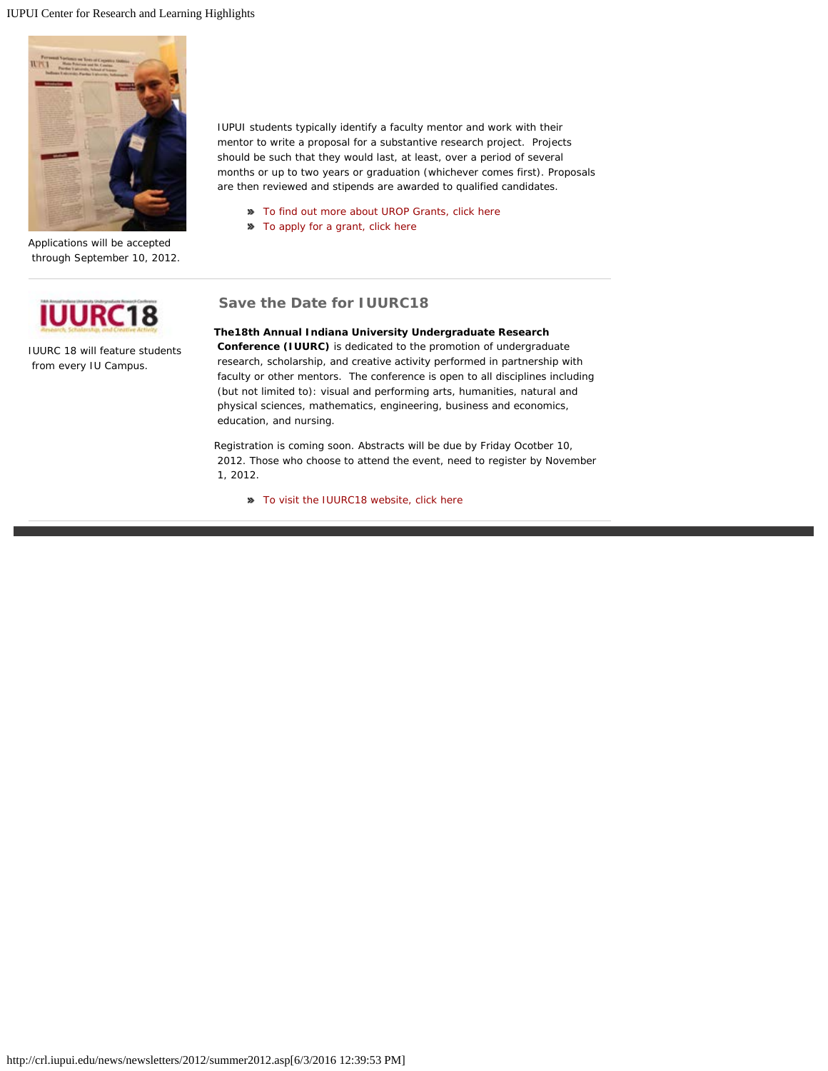IUPUI students typically identify a faculty mentor and work with their mentor to write a proposal for a substantive research project. Projects should be such that they would last, at least, over a period of several months or up to two years or graduation (whichever comes first). Proposals are then reviewed and stipends are awarded to qualified candidates.

- To find out more about UROP Grants, click here
- To apply for a grant, click here

Applications will be accepted through September 10, 2012.

---

## Save the Date for IUURC18

IUURC 18 will feature students from every IU Campus.

**The18th Annual Indiana University Undergraduate Research Conference (IUURC)** is dedicated to the promotion of undergraduate research, scholarship, and creative activity performed in partnership with faculty or other mentors. The conference is open to all disciplines including (but not limited to): visual and performing arts, humanities, natural and physical sciences, mathematics, engineering, business and economics, education, and nursing.

Registration is coming soon. Abstracts will be due by Friday Ocotber 10, 2012. Those who choose to attend the event, need to register by November 1, 2012.

- To visit the IUURC18 website, click here